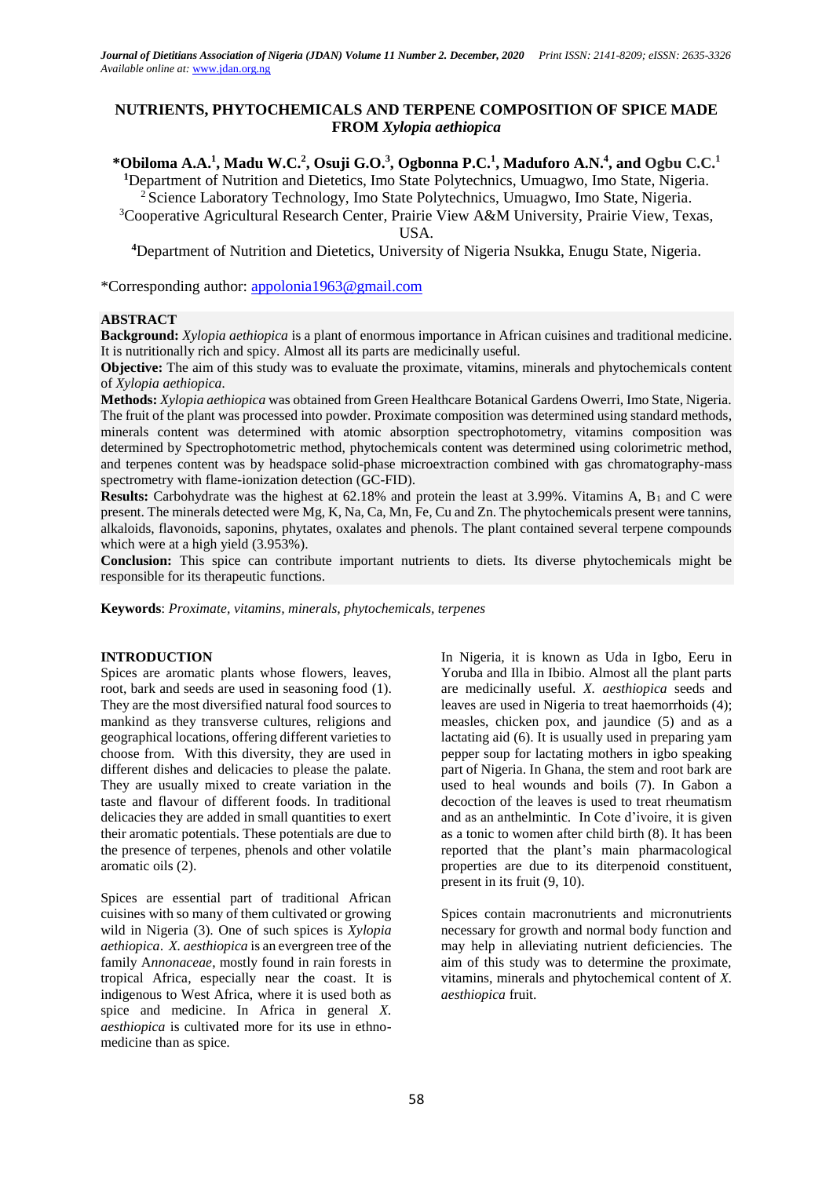# NUTRIENTS, PHYTOCHEMICALS AND TERPENE COMPOSITION OF SPICE MADE FROM *Xylopia aethiopica*

**\*Obiloma A.A.[1], Madu W.C.[2], Osuji G.O.[3], Ogbonna P.C.[1], Maduforo A.N.[4], and Ogbu C.C.[1]**

[1]Department of Nutrition and Dietetics, Imo State Polytechnics, Umuagwo, Imo State, Nigeria.
[2]Science Laboratory Technology, Imo State Polytechnics, Umuagwo, Imo State, Nigeria.
[3]Cooperative Agricultural Research Center, Prairie View A&M University, Prairie View, Texas, USA.
[4]Department of Nutrition and Dietetics, University of Nigeria Nsukka, Enugu State, Nigeria.

\*Corresponding author: appolonia1963@gmail.com

## ABSTRACT

**Background:** *Xylopia aethiopica* is a plant of enormous importance in African cuisines and traditional medicine. It is nutritionally rich and spicy. Almost all its parts are medicinally useful.

**Objective:** The aim of this study was to evaluate the proximate, vitamins, minerals and phytochemicals content of *Xylopia aethiopica*.

**Methods:** *Xylopia aethiopica* was obtained from Green Healthcare Botanical Gardens Owerri, Imo State, Nigeria. The fruit of the plant was processed into powder. Proximate composition was determined using standard methods, minerals content was determined with atomic absorption spectrophotometry, vitamins composition was determined by Spectrophotometric method, phytochemicals content was determined using colorimetric method, and terpenes content was by headspace solid-phase microextraction combined with gas chromatography-mass spectrometry with flame-ionization detection (GC-FID).

**Results:** Carbohydrate was the highest at 62.18% and protein the least at 3.99%. Vitamins A, $B_1$ and C were present. The minerals detected were Mg, K, Na, Ca, Mn, Fe, Cu and Zn. The phytochemicals present were tannins, alkaloids, flavonoids, saponins, phytates, oxalates and phenols. The plant contained several terpene compounds which were at a high yield (3.953%).

**Conclusion:** This spice can contribute important nutrients to diets. Its diverse phytochemicals might be responsible for its therapeutic functions.

**Keywords**: *Proximate, vitamins, minerals, phytochemicals, terpenes*

## INTRODUCTION

Spices are aromatic plants whose flowers, leaves, root, bark and seeds are used in seasoning food (1). They are the most diversified natural food sources to mankind as they transverse cultures, religions and geographical locations, offering different varieties to choose from. With this diversity, they are used in different dishes and delicacies to please the palate. They are usually mixed to create variation in the taste and flavour of different foods. In traditional delicacies they are added in small quantities to exert their aromatic potentials. These potentials are due to the presence of terpenes, phenols and other volatile aromatic oils (2).

Spices are essential part of traditional African cuisines with so many of them cultivated or growing wild in Nigeria (3). One of such spices is *Xylopia aethiopica*. *X. aesthiopica* is an evergreen tree of the family A*nnonaceae*, mostly found in rain forests in tropical Africa, especially near the coast. It is indigenous to West Africa, where it is used both as spice and medicine. In Africa in general *X. aesthiopica* is cultivated more for its use in ethno-medicine than as spice.

In Nigeria, it is known as Uda in Igbo, Eeru in Yoruba and Illa in Ibibio. Almost all the plant parts are medicinally useful. *X. aesthiopica* seeds and leaves are used in Nigeria to treat haemorrhoids (4); measles, chicken pox, and jaundice (5) and as a lactating aid (6). It is usually used in preparing yam pepper soup for lactating mothers in igbo speaking part of Nigeria. In Ghana, the stem and root bark are used to heal wounds and boils (7). In Gabon a decoction of the leaves is used to treat rheumatism and as an anthelmintic. In Cote d'ivoire, it is given as a tonic to women after child birth (8). It has been reported that the plant's main pharmacological properties are due to its diterpenoid constituent, present in its fruit (9, 10).

Spices contain macronutrients and micronutrients necessary for growth and normal body function and may help in alleviating nutrient deficiencies. The aim of this study was to determine the proximate, vitamins, minerals and phytochemical content of *X. aesthiopica* fruit.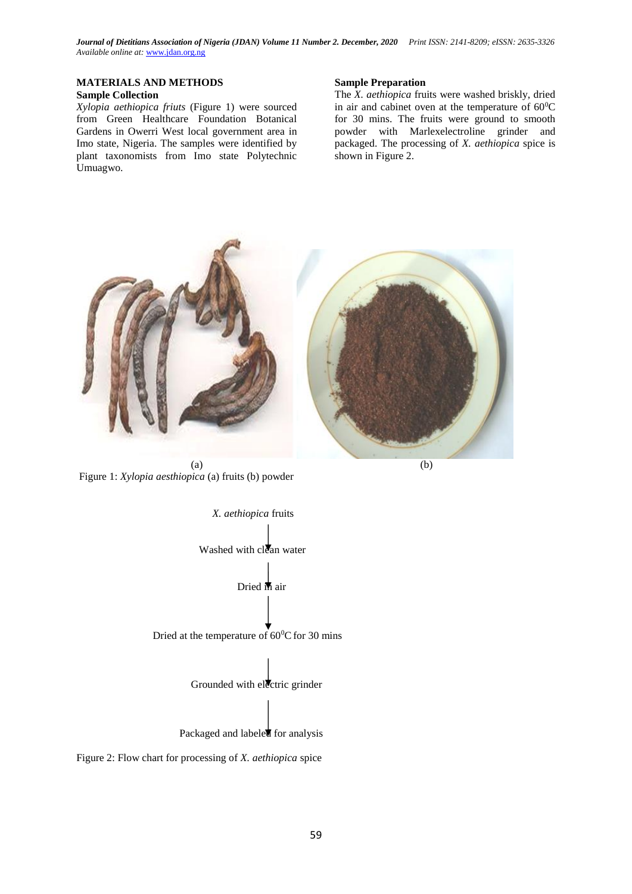## MATERIALS AND METHODS

### Sample Collection

*Xylopia aethiopica friuts* (Figure 1) were sourced from Green Healthcare Foundation Botanical Gardens in Owerri West local government area in Imo state, Nigeria. The samples were identified by plant taxonomists from Imo state Polytechnic Umuagwo.

### Sample Preparation

The *X. aethiopica* fruits were washed briskly, dried in air and cabinet oven at the temperature of $60^0$C for 30 mins. The fruits were ground to smooth powder with Marlexelectroline grinder and packaged. The processing of *X. aethiopica* spice is shown in Figure 2.

(a) (b)

Figure 1: *Xylopia aesthiopica* (a) fruits (b) powder

*X. aethiopica* fruits

↓

Washed with clean water

↓

Dried in air

↓

Dried at the temperature of $60^0$C for 30 mins

↓

Grounded with electric grinder

↓

Packaged and labeled for analysis

Figure 2: Flow chart for processing of *X. aethiopica* spice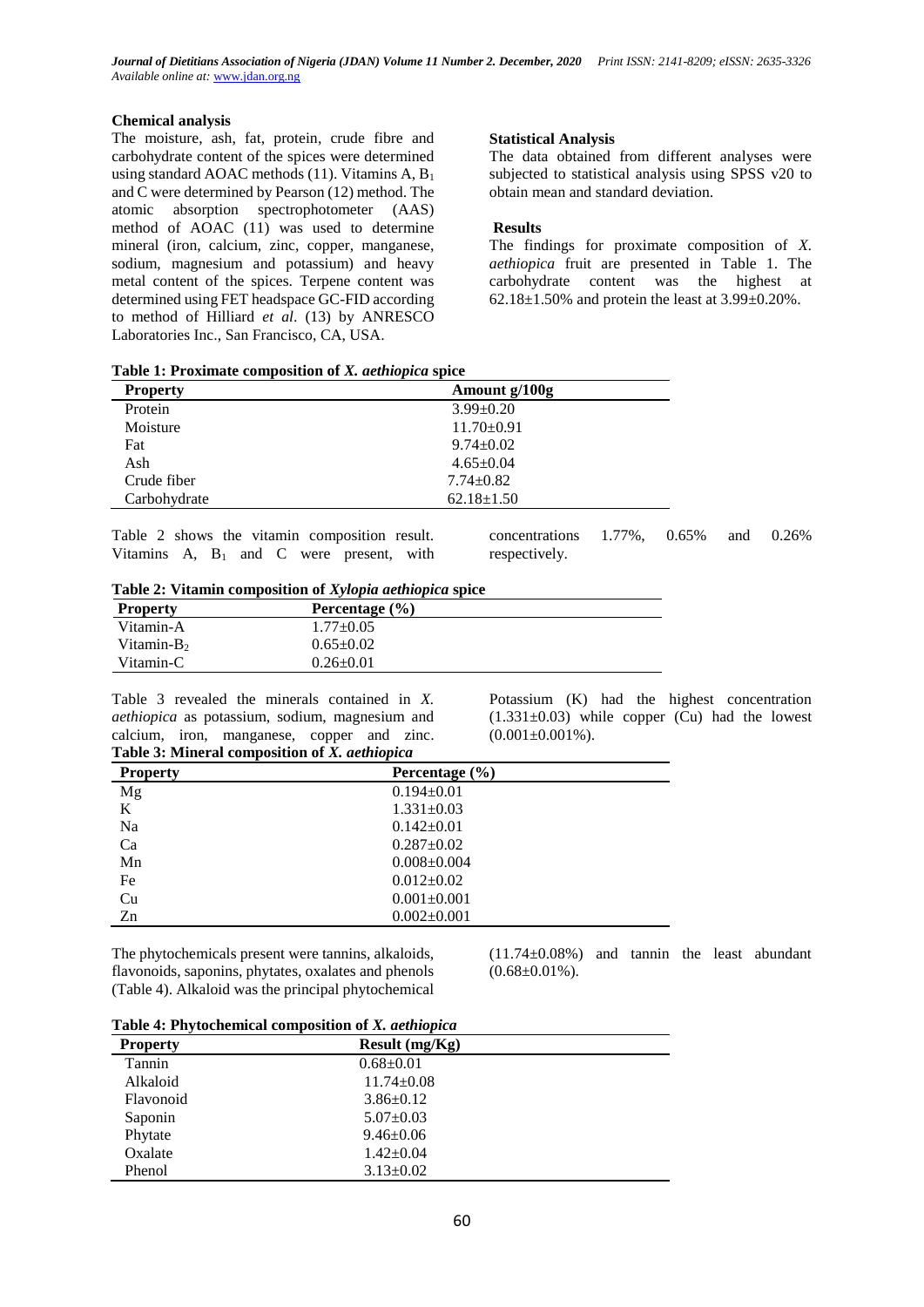### Chemical analysis

The moisture, ash, fat, protein, crude fibre and carbohydrate content of the spices were determined using standard AOAC methods (11). Vitamins A, $B_1$ and C were determined by Pearson (12) method. The atomic absorption spectrophotometer (AAS) method of AOAC (11) was used to determine mineral (iron, calcium, zinc, copper, manganese, sodium, magnesium and potassium) and heavy metal content of the spices. Terpene content was determined using FET headspace GC-FID according to method of Hilliard *et al*. (13) by ANRESCO Laboratories Inc., San Francisco, CA, USA.

### Statistical Analysis

The data obtained from different analyses were subjected to statistical analysis using SPSS v20 to obtain mean and standard deviation.

### Results

The findings for proximate composition of *X. aethiopica* fruit are presented in Table 1. The carbohydrate content was the highest at 62.18±1.50% and protein the least at 3.99±0.20%.

**Table 1: Proximate composition of *X. aethiopica* spice**

| Property | Amount g/100g |
|---|---|
| Protein | 3.99±0.20 |
| Moisture | 11.70±0.91 |
| Fat | 9.74±0.02 |
| Ash | 4.65±0.04 |
| Crude fiber | 7.74±0.82 |
| Carbohydrate | 62.18±1.50 |

Table 2 shows the vitamin composition result. Vitamins A, $B_1$ and C were present, with concentrations 1.77%, 0.65% and 0.26% respectively.

**Table 2: Vitamin composition of *Xylopia aethiopica* spice**

| Property | Percentage (%) |
|---|---|
| Vitamin-A | 1.77±0.05 |
| Vitamin-$B_2$ | 0.65±0.02 |
| Vitamin-C | 0.26±0.01 |

Table 3 revealed the minerals contained in *X. aethiopica* as potassium, sodium, magnesium and calcium, iron, manganese, copper and zinc. Potassium (K) had the highest concentration (1.331±0.03) while copper (Cu) had the lowest (0.001±0.001%).

**Table 3: Mineral composition of *X. aethiopica***

| Property | Percentage (%) |
|---|---|
| Mg | 0.194±0.01 |
| K | 1.331±0.03 |
| Na | 0.142±0.01 |
| Ca | 0.287±0.02 |
| Mn | 0.008±0.004 |
| Fe | 0.012±0.02 |
| Cu | 0.001±0.001 |
| Zn | 0.002±0.001 |

The phytochemicals present were tannins, alkaloids, flavonoids, saponins, phytates, oxalates and phenols (Table 4). Alkaloid was the principal phytochemical (11.74±0.08%) and tannin the least abundant (0.68±0.01%).

**Table 4: Phytochemical composition of *X. aethiopica***

| Property | Result (mg/Kg) |
|---|---|
| Tannin | 0.68±0.01 |
| Alkaloid | 11.74±0.08 |
| Flavonoid | 3.86±0.12 |
| Saponin | 5.07±0.03 |
| Phytate | 9.46±0.06 |
| Oxalate | 1.42±0.04 |
| Phenol | 3.13±0.02 |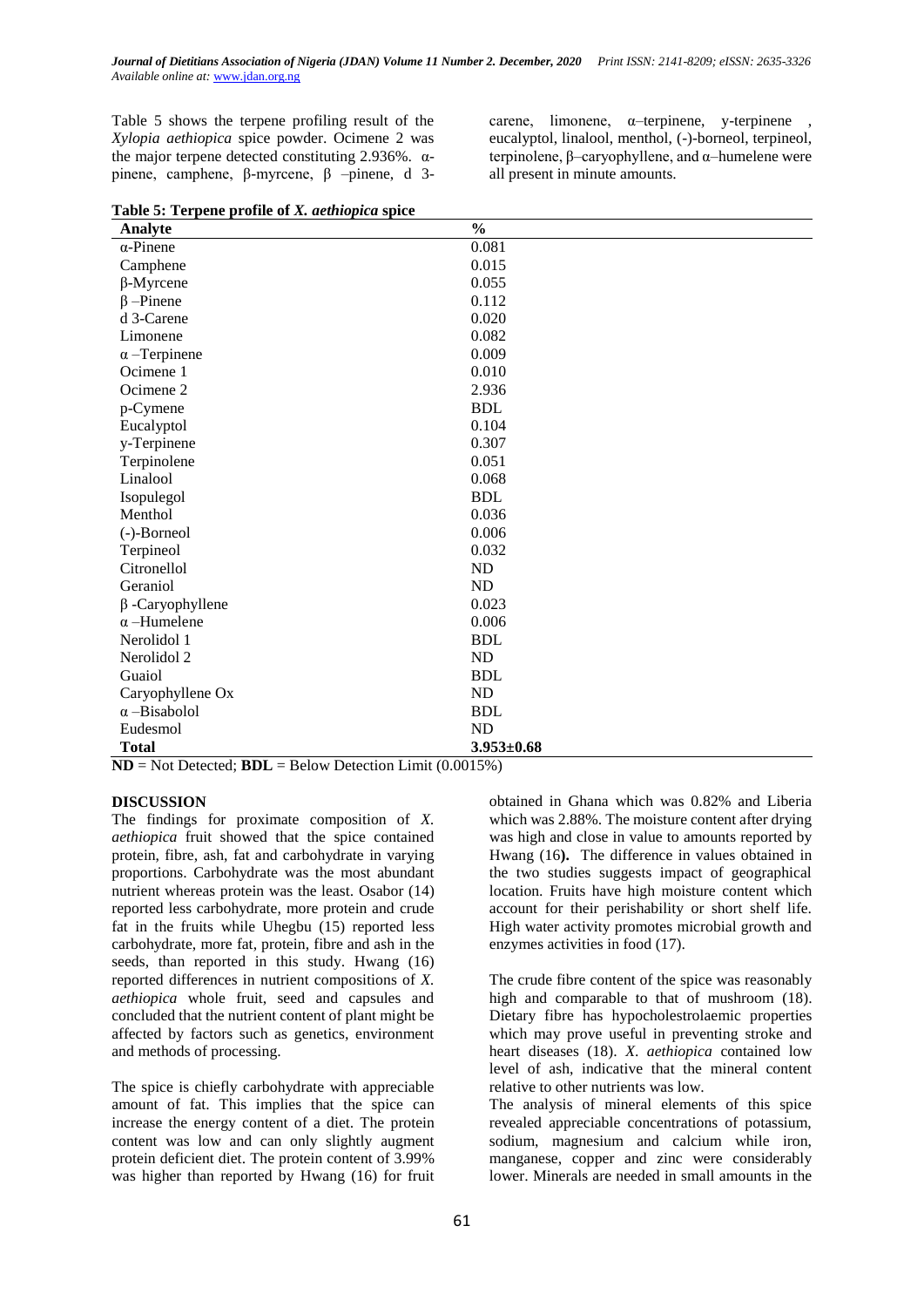Table 5 shows the terpene profiling result of the *Xylopia aethiopica* spice powder. Ocimene 2 was the major terpene detected constituting 2.936%. α-pinene, camphene, β-myrcene, β –pinene, d 3-carene, limonene, α–terpinene, y-terpinene , eucalyptol, linalool, menthol, (-)-borneol, terpineol, terpinolene, β–caryophyllene, and α–humelene were all present in minute amounts.

**Table 5: Terpene profile of *X. aethiopica* spice**

| Analyte | % |
|---|---|
| α-Pinene | 0.081 |
| Camphene | 0.015 |
| β-Myrcene | 0.055 |
| β –Pinene | 0.112 |
| d 3-Carene | 0.020 |
| Limonene | 0.082 |
| α –Terpinene | 0.009 |
| Ocimene 1 | 0.010 |
| Ocimene 2 | 2.936 |
| p-Cymene | BDL |
| Eucalyptol | 0.104 |
| y-Terpinene | 0.307 |
| Terpinolene | 0.051 |
| Linalool | 0.068 |
| Isopulegol | BDL |
| Menthol | 0.036 |
| (-)-Borneol | 0.006 |
| Terpineol | 0.032 |
| Citronellol | ND |
| Geraniol | ND |
| β -Caryophyllene | 0.023 |
| α –Humelene | 0.006 |
| Nerolidol 1 | BDL |
| Nerolidol 2 | ND |
| Guaiol | BDL |
| Caryophyllene Ox | ND |
| α –Bisabolol | BDL |
| Eudesmol | ND |
| **Total** | **3.953±0.68** |

**ND** = Not Detected; **BDL** = Below Detection Limit (0.0015%)

## DISCUSSION

The findings for proximate composition of *X. aethiopica* fruit showed that the spice contained protein, fibre, ash, fat and carbohydrate in varying proportions. Carbohydrate was the most abundant nutrient whereas protein was the least. Osabor (14) reported less carbohydrate, more protein and crude fat in the fruits while Uhegbu (15) reported less carbohydrate, more fat, protein, fibre and ash in the seeds, than reported in this study. Hwang (16) reported differences in nutrient compositions of *X. aethiopica* whole fruit, seed and capsules and concluded that the nutrient content of plant might be affected by factors such as genetics, environment and methods of processing.

The spice is chiefly carbohydrate with appreciable amount of fat. This implies that the spice can increase the energy content of a diet. The protein content was low and can only slightly augment protein deficient diet. The protein content of 3.99% was higher than reported by Hwang (16) for fruit obtained in Ghana which was 0.82% and Liberia which was 2.88%. The moisture content after drying was high and close in value to amounts reported by Hwang (16**).** The difference in values obtained in the two studies suggests impact of geographical location. Fruits have high moisture content which account for their perishability or short shelf life. High water activity promotes microbial growth and enzymes activities in food (17).

The crude fibre content of the spice was reasonably high and comparable to that of mushroom (18). Dietary fibre has hypocholestrolaemic properties which may prove useful in preventing stroke and heart diseases (18). *X. aethiopica* contained low level of ash, indicative that the mineral content relative to other nutrients was low.

The analysis of mineral elements of this spice revealed appreciable concentrations of potassium, sodium, magnesium and calcium while iron, manganese, copper and zinc were considerably lower. Minerals are needed in small amounts in the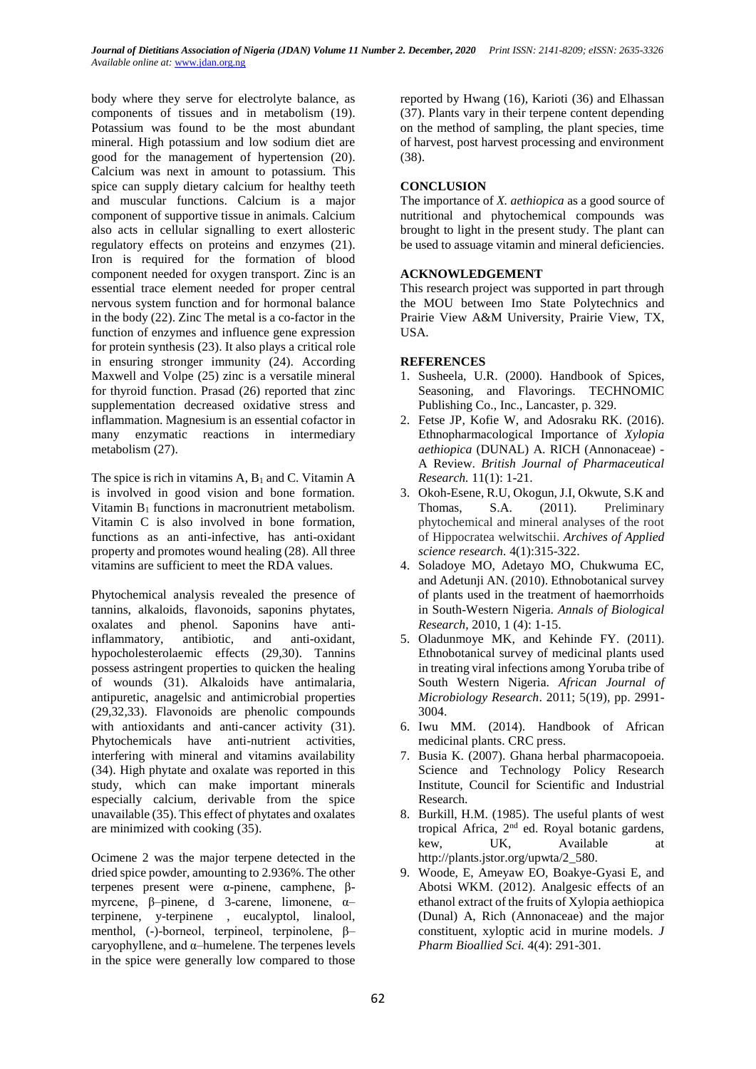body where they serve for electrolyte balance, as components of tissues and in metabolism (19). Potassium was found to be the most abundant mineral. High potassium and low sodium diet are good for the management of hypertension (20). Calcium was next in amount to potassium. This spice can supply dietary calcium for healthy teeth and muscular functions. Calcium is a major component of supportive tissue in animals. Calcium also acts in cellular signalling to exert allosteric regulatory effects on proteins and enzymes (21). Iron is required for the formation of blood component needed for oxygen transport. Zinc is an essential trace element needed for proper central nervous system function and for hormonal balance in the body (22). Zinc The metal is a co-factor in the function of enzymes and influence gene expression for protein synthesis (23). It also plays a critical role in ensuring stronger immunity (24). According Maxwell and Volpe (25) zinc is a versatile mineral for thyroid function. Prasad (26) reported that zinc supplementation decreased oxidative stress and inflammation. Magnesium is an essential cofactor in many enzymatic reactions in intermediary metabolism (27).

The spice is rich in vitamins A, $B_1$ and C. Vitamin A is involved in good vision and bone formation. Vitamin $B_1$ functions in macronutrient metabolism. Vitamin C is also involved in bone formation, functions as an anti-infective, has anti-oxidant property and promotes wound healing (28). All three vitamins are sufficient to meet the RDA values.

Phytochemical analysis revealed the presence of tannins, alkaloids, flavonoids, saponins phytates, oxalates and phenol. Saponins have anti-inflammatory, antibiotic, and anti-oxidant, hypocholesterolaemic effects (29,30). Tannins possess astringent properties to quicken the healing of wounds (31). Alkaloids have antimalaria, antipuretic, anagelsic and antimicrobial properties (29,32,33). Flavonoids are phenolic compounds with antioxidants and anti-cancer activity (31). Phytochemicals have anti-nutrient activities, interfering with mineral and vitamins availability (34). High phytate and oxalate was reported in this study, which can make important minerals especially calcium, derivable from the spice unavailable (35). This effect of phytates and oxalates are minimized with cooking (35).

Ocimene 2 was the major terpene detected in the dried spice powder, amounting to 2.936%. The other terpenes present were α-pinene, camphene, β-myrcene, β–pinene, d 3-carene, limonene, α–terpinene, y-terpinene , eucalyptol, linalool, menthol, (-)-borneol, terpineol, terpinolene, β–caryophyllene, and α–humelene. The terpenes levels in the spice were generally low compared to those reported by Hwang (16), Karioti (36) and Elhassan (37). Plants vary in their terpene content depending on the method of sampling, the plant species, time of harvest, post harvest processing and environment (38).

## CONCLUSION

The importance of *X. aethiopica* as a good source of nutritional and phytochemical compounds was brought to light in the present study. The plant can be used to assuage vitamin and mineral deficiencies.

## ACKNOWLEDGEMENT

This research project was supported in part through the MOU between Imo State Polytechnics and Prairie View A&M University, Prairie View, TX, USA.

## REFERENCES

1. Susheela, U.R. (2000). Handbook of Spices, Seasoning, and Flavorings. TECHNOMIC Publishing Co., Inc., Lancaster, p. 329.
2. Fetse JP, Kofie W, and Adosraku RK. (2016). Ethnopharmacological Importance of *Xylopia aethiopica* (DUNAL) A. RICH (Annonaceae) - A Review. *British Journal of Pharmaceutical Research.* 11(1): 1-21.
3. Okoh-Esene, R.U, Okogun, J.I, Okwute, S.K and Thomas, S.A. (2011). Preliminary phytochemical and mineral analyses of the root of Hippocratea welwitschii. *Archives of Applied science research*. 4(1):315-322.
4. Soladoye MO, Adetayo MO, Chukwuma EC, and Adetunji AN. (2010). Ethnobotanical survey of plants used in the treatment of haemorrhoids in South-Western Nigeria. *Annals of Biological Research*, 2010, 1 (4): 1-15.
5. Oladunmoye MK, and Kehinde FY. (2011). Ethnobotanical survey of medicinal plants used in treating viral infections among Yoruba tribe of South Western Nigeria. *African Journal of Microbiology Research*. 2011; 5(19), pp. 2991-3004.
6. Iwu MM. (2014). Handbook of African medicinal plants. CRC press.
7. Busia K. (2007). Ghana herbal pharmacopoeia. Science and Technology Policy Research Institute, Council for Scientific and Industrial Research.
8. Burkill, H.M. (1985). The useful plants of west tropical Africa, 2nd ed. Royal botanic gardens, kew, UK, Available at http://plants.jstor.org/upwta/2_580.
9. Woode, E, Ameyaw EO, Boakye-Gyasi E, and Abotsi WKM. (2012). Analgesic effects of an ethanol extract of the fruits of Xylopia aethiopica (Dunal) A, Rich (Annonaceae) and the major constituent, xyloptic acid in murine models. *J Pharm Bioallied Sci.* 4(4): 291-301.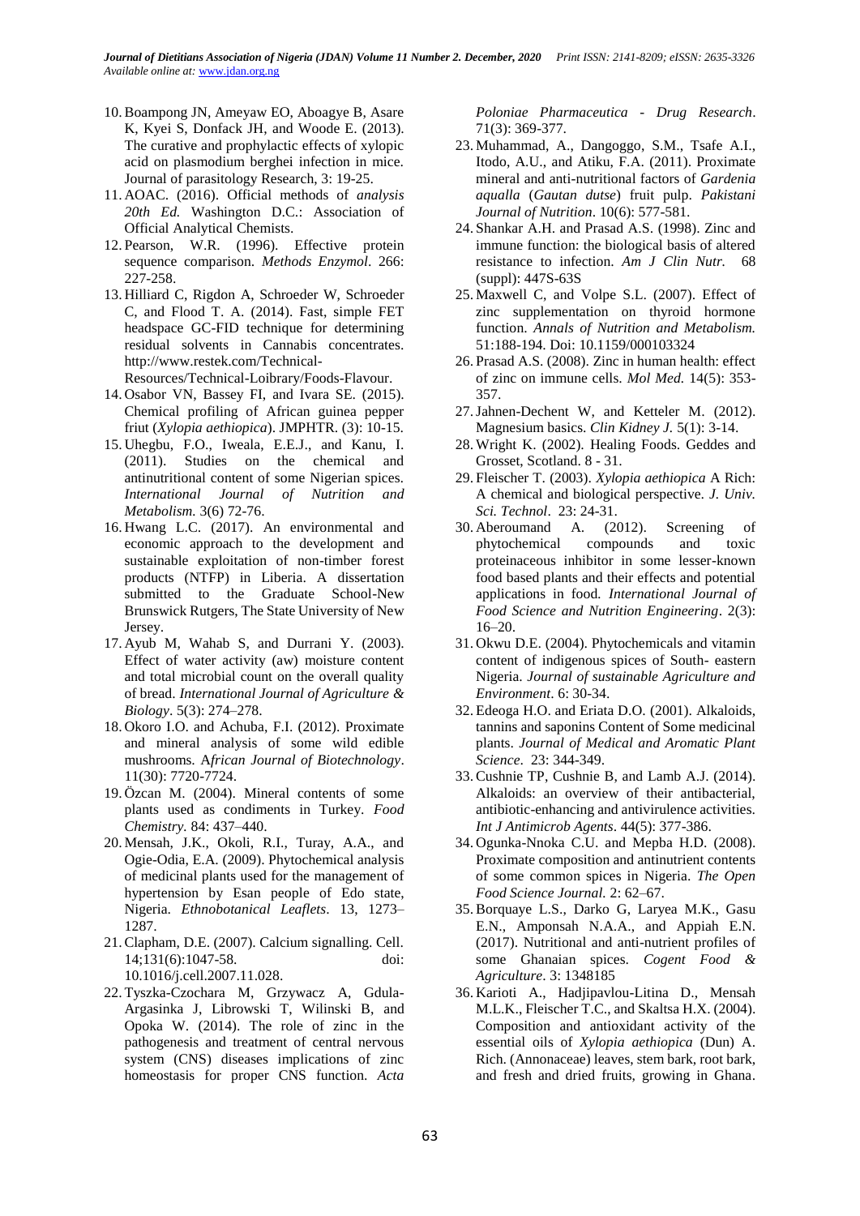10. Boampong JN, Ameyaw EO, Aboagye B, Asare K, Kyei S, Donfack JH, and Woode E. (2013). The curative and prophylactic effects of xylopic acid on plasmodium berghei infection in mice. Journal of parasitology Research, 3: 19-25.
11. AOAC. (2016). Official methods of *analysis 20th Ed.* Washington D.C.: Association of Official Analytical Chemists.
12. Pearson, W.R. (1996). Effective protein sequence comparison. *Methods Enzymol*. 266: 227-258.
13. Hilliard C, Rigdon A, Schroeder W, Schroeder C, and Flood T. A. (2014). Fast, simple FET headspace GC-FID technique for determining residual solvents in Cannabis concentrates. http://www.restek.com/Technical-Resources/Technical-Loibrary/Foods-Flavour.
14. Osabor VN, Bassey FI, and Ivara SE. (2015). Chemical profiling of African guinea pepper friut (*Xylopia aethiopica*). JMPHTR. (3): 10-15.
15. Uhegbu, F.O., Iweala, E.E.J., and Kanu, I. (2011). Studies on the chemical and antinutritional content of some Nigerian spices. *International Journal of Nutrition and Metabolism.* 3(6) 72-76.
16. Hwang L.C. (2017). An environmental and economic approach to the development and sustainable exploitation of non-timber forest products (NTFP) in Liberia. A dissertation submitted to the Graduate School-New Brunswick Rutgers, The State University of New Jersey.
17. Ayub M, Wahab S, and Durrani Y. (2003). Effect of water activity (aw) moisture content and total microbial count on the overall quality of bread. *International Journal of Agriculture & Biology*. 5(3): 274–278.
18. Okoro I.O. and Achuba, F.I. (2012). Proximate and mineral analysis of some wild edible mushrooms. A*frican Journal of Biotechnology*. 11(30): 7720-7724.
19. Özcan M. (2004). Mineral contents of some plants used as condiments in Turkey. *Food Chemistry.* 84: 437–440.
20. Mensah, J.K., Okoli, R.I., Turay, A.A., and Ogie-Odia, E.A. (2009). Phytochemical analysis of medicinal plants used for the management of hypertension by Esan people of Edo state, Nigeria. *Ethnobotanical Leaflets*. 13, 1273–1287.
21. Clapham, D.E. (2007). Calcium signalling. Cell. 14;131(6):1047-58. doi: 10.1016/j.cell.2007.11.028.
22. Tyszka-Czochara M, Grzywacz A, Gdula-Argasinka J, Librowski T, Wilinski B, and Opoka W. (2014). The role of zinc in the pathogenesis and treatment of central nervous system (CNS) diseases implications of zinc homeostasis for proper CNS function. *Acta Poloniae Pharmaceutica - Drug Research*. 71(3): 369-377.
23. Muhammad, A., Dangoggo, S.M., Tsafe A.I., Itodo, A.U., and Atiku, F.A. (2011). Proximate mineral and anti-nutritional factors of *Gardenia aqualla* (*Gautan dutse*) fruit pulp. *Pakistani Journal of Nutrition*. 10(6): 577-581.
24. Shankar A.H. and Prasad A.S. (1998). Zinc and immune function: the biological basis of altered resistance to infection. *Am J Clin Nutr.* 68 (suppl): 447S-63S
25. Maxwell C, and Volpe S.L. (2007). Effect of zinc supplementation on thyroid hormone function. *Annals of Nutrition and Metabolism.* 51:188-194. Doi: 10.1159/000103324
26. Prasad A.S. (2008). Zinc in human health: effect of zinc on immune cells. *Mol Med.* 14(5): 353-357.
27. Jahnen-Dechent W, and Ketteler M. (2012). Magnesium basics. *Clin Kidney J.* 5(1): 3-14.
28. Wright K. (2002). Healing Foods. Geddes and Grosset, Scotland. 8 - 31.
29. Fleischer T. (2003). *Xylopia aethiopica* A Rich: A chemical and biological perspective. *J. Univ. Sci. Technol*. 23: 24-31.
30. Aberoumand A. (2012). Screening of phytochemical compounds and toxic proteinaceous inhibitor in some lesser-known food based plants and their effects and potential applications in food. *International Journal of Food Science and Nutrition Engineering*. 2(3): 16–20.
31. Okwu D.E. (2004). Phytochemicals and vitamin content of indigenous spices of South- eastern Nigeria. *Journal of sustainable Agriculture and Environment*. 6: 30-34.
32. Edeoga H.O. and Eriata D.O. (2001). Alkaloids, tannins and saponins Content of Some medicinal plants. *Journal of Medical and Aromatic Plant Science*. 23: 344-349.
33. Cushnie TP, Cushnie B, and Lamb A.J. (2014). Alkaloids: an overview of their antibacterial, antibiotic-enhancing and antivirulence activities. *Int J Antimicrob Agents*. 44(5): 377-386.
34. Ogunka-Nnoka C.U. and Mepba H.D. (2008). Proximate composition and antinutrient contents of some common spices in Nigeria. *The Open Food Science Journal.* 2: 62–67.
35. Borquaye L.S., Darko G, Laryea M.K., Gasu E.N., Amponsah N.A.A., and Appiah E.N. (2017). Nutritional and anti-nutrient profiles of some Ghanaian spices. *Cogent Food & Agriculture*. 3: 1348185
36. Karioti A., Hadjipavlou-Litina D., Mensah M.L.K., Fleischer T.C., and Skaltsa H.X. (2004). Composition and antioxidant activity of the essential oils of *Xylopia aethiopica* (Dun) A. Rich. (Annonaceae) leaves, stem bark, root bark, and fresh and dried fruits, growing in Ghana.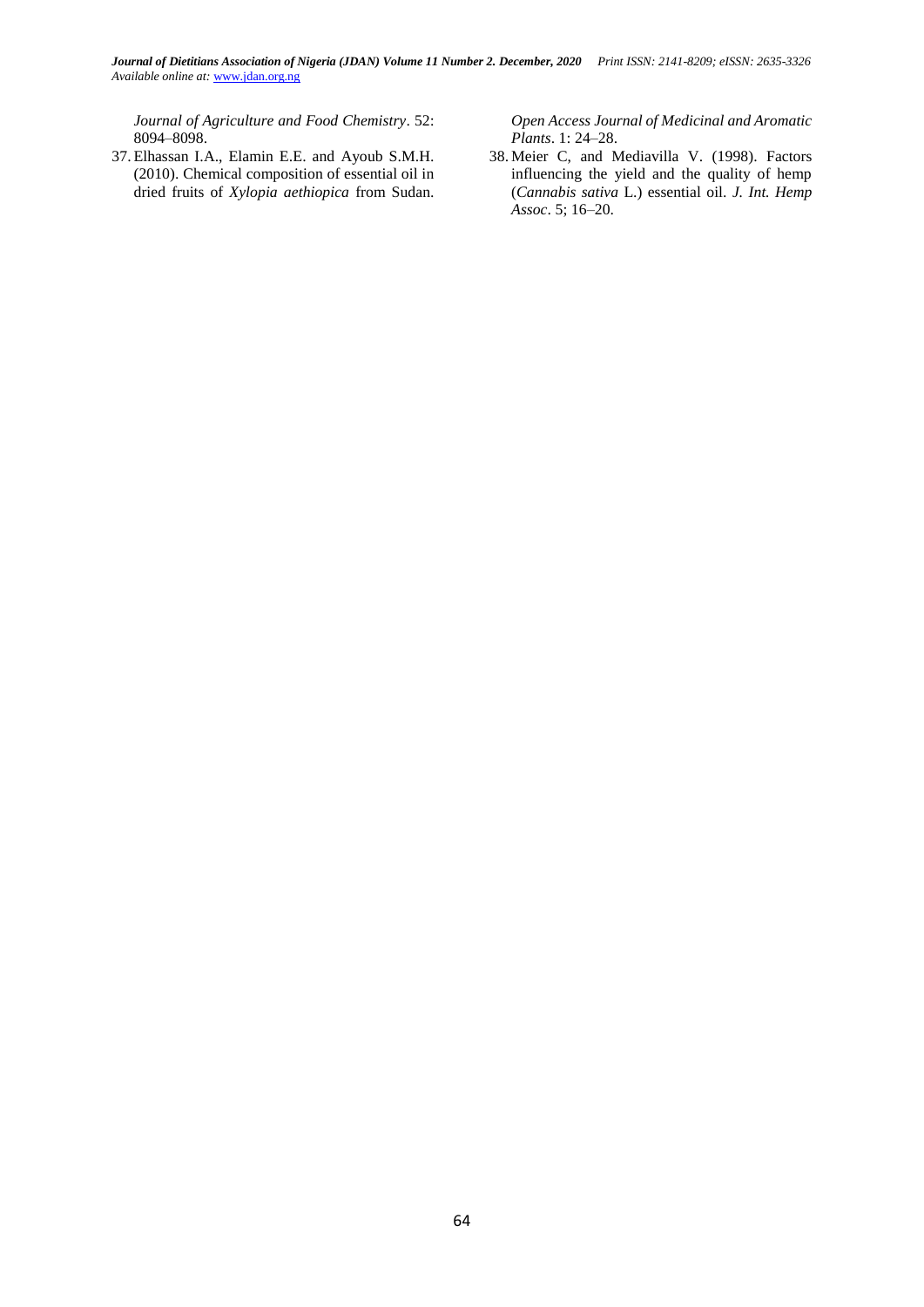*Journal of Agriculture and Food Chemistry*. 52: 8094–8098.

37. Elhassan I.A., Elamin E.E. and Ayoub S.M.H. (2010). Chemical composition of essential oil in dried fruits of *Xylopia aethiopica* from Sudan. *Open Access Journal of Medicinal and Aromatic Plants*. 1: 24–28.

38. Meier C, and Mediavilla V. (1998). Factors influencing the yield and the quality of hemp (*Cannabis sativa* L.) essential oil. *J. Int. Hemp Assoc*. 5; 16–20.